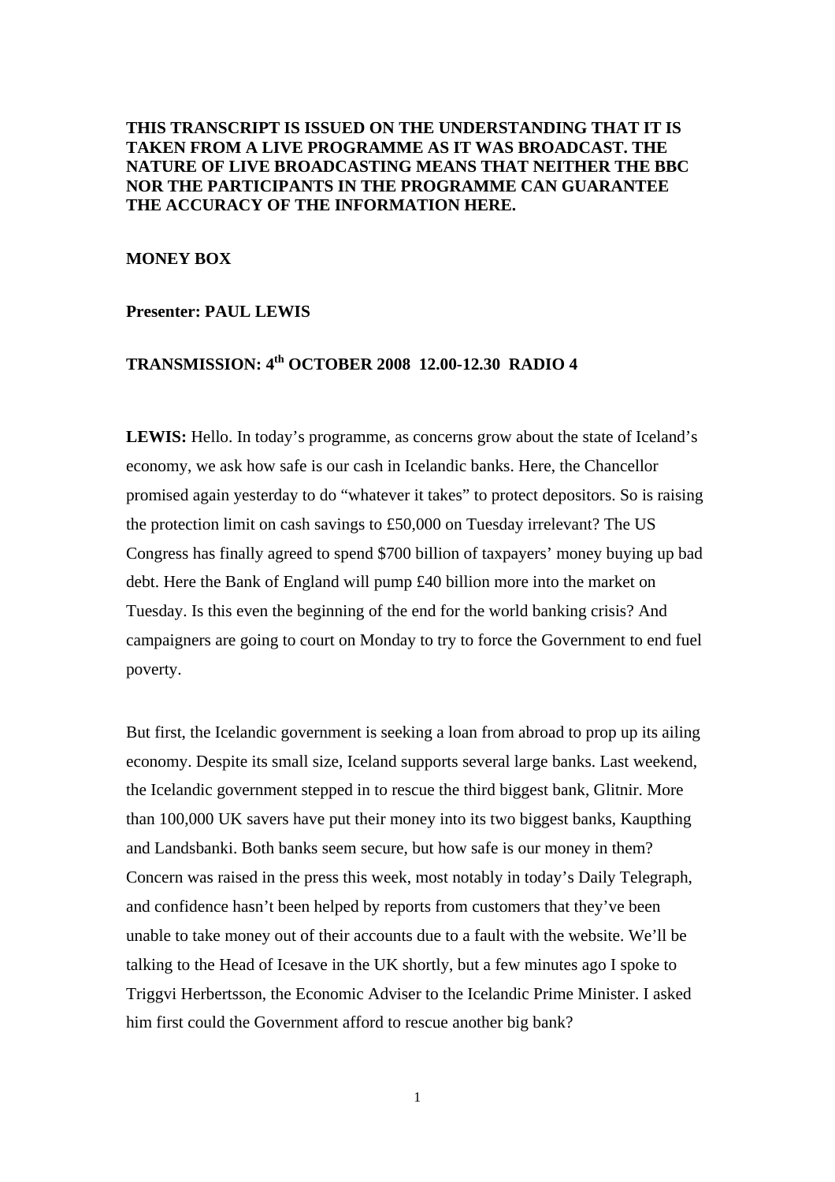**THIS TRANSCRIPT IS ISSUED ON THE UNDERSTANDING THAT IT IS TAKEN FROM A LIVE PROGRAMME AS IT WAS BROADCAST. THE NATURE OF LIVE BROADCASTING MEANS THAT NEITHER THE BBC NOR THE PARTICIPANTS IN THE PROGRAMME CAN GUARANTEE THE ACCURACY OF THE INFORMATION HERE.**

**MONEY BOX**

**Presenter: PAUL LEWIS**

**TRANSMISSION: 4th OCTOBER 2008 12.00-12.30 RADIO 4**

**LEWIS:** Hello. In today's programme, as concerns grow about the state of Iceland's economy, we ask how safe is our cash in Icelandic banks. Here, the Chancellor promised again yesterday to do "whatever it takes" to protect depositors. So is raising the protection limit on cash savings to £50,000 on Tuesday irrelevant? The US Congress has finally agreed to spend $700 billion of taxpayers' money buying up bad debt. Here the Bank of England will pump £40 billion more into the market on Tuesday. Is this even the beginning of the end for the world banking crisis? And campaigners are going to court on Monday to try to force the Government to end fuel poverty.

But first, the Icelandic government is seeking a loan from abroad to prop up its ailing economy. Despite its small size, Iceland supports several large banks. Last weekend, the Icelandic government stepped in to rescue the third biggest bank, Glitnir. More than 100,000 UK savers have put their money into its two biggest banks, Kaupthing and Landsbanki. Both banks seem secure, but how safe is our money in them? Concern was raised in the press this week, most notably in today's Daily Telegraph, and confidence hasn't been helped by reports from customers that they've been unable to take money out of their accounts due to a fault with the website. We'll be talking to the Head of Icesave in the UK shortly, but a few minutes ago I spoke to Triggvi Herbertsson, the Economic Adviser to the Icelandic Prime Minister. I asked him first could the Government afford to rescue another big bank?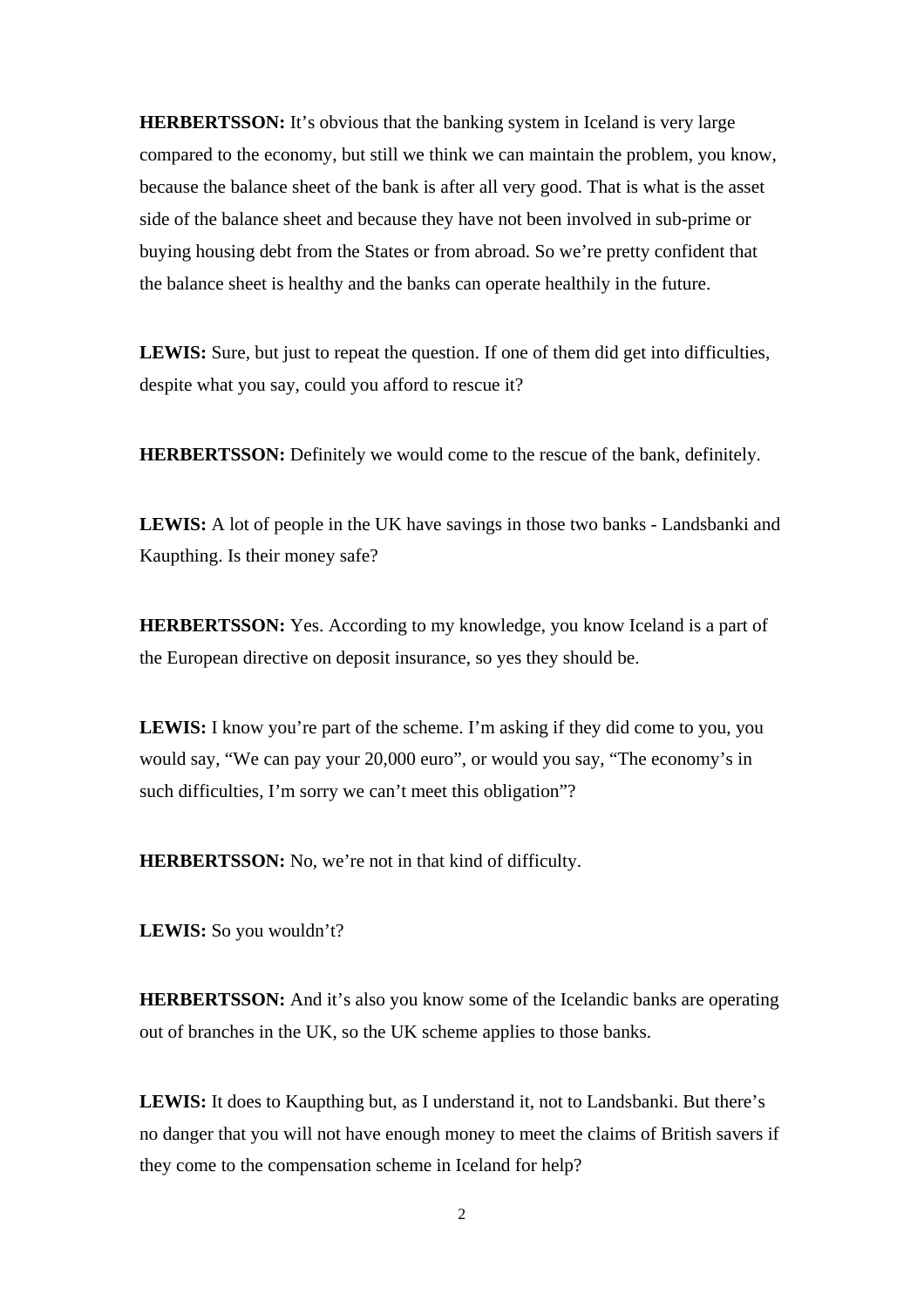**HERBERTSSON:** It's obvious that the banking system in Iceland is very large compared to the economy, but still we think we can maintain the problem, you know, because the balance sheet of the bank is after all very good. That is what is the asset side of the balance sheet and because they have not been involved in sub-prime or buying housing debt from the States or from abroad. So we're pretty confident that the balance sheet is healthy and the banks can operate healthily in the future.

**LEWIS:** Sure, but just to repeat the question. If one of them did get into difficulties, despite what you say, could you afford to rescue it?

**HERBERTSSON:** Definitely we would come to the rescue of the bank, definitely.

**LEWIS:** A lot of people in the UK have savings in those two banks - Landsbanki and Kaupthing. Is their money safe?

**HERBERTSSON:** Yes. According to my knowledge, you know Iceland is a part of the European directive on deposit insurance, so yes they should be.

**LEWIS:** I know you're part of the scheme. I'm asking if they did come to you, you would say, "We can pay your 20,000 euro", or would you say, "The economy's in such difficulties, I'm sorry we can't meet this obligation"?

**HERBERTSSON:** No, we're not in that kind of difficulty.

**LEWIS:** So you wouldn't?

**HERBERTSSON:** And it's also you know some of the Icelandic banks are operating out of branches in the UK, so the UK scheme applies to those banks.

**LEWIS:** It does to Kaupthing but, as I understand it, not to Landsbanki. But there's no danger that you will not have enough money to meet the claims of British savers if they come to the compensation scheme in Iceland for help?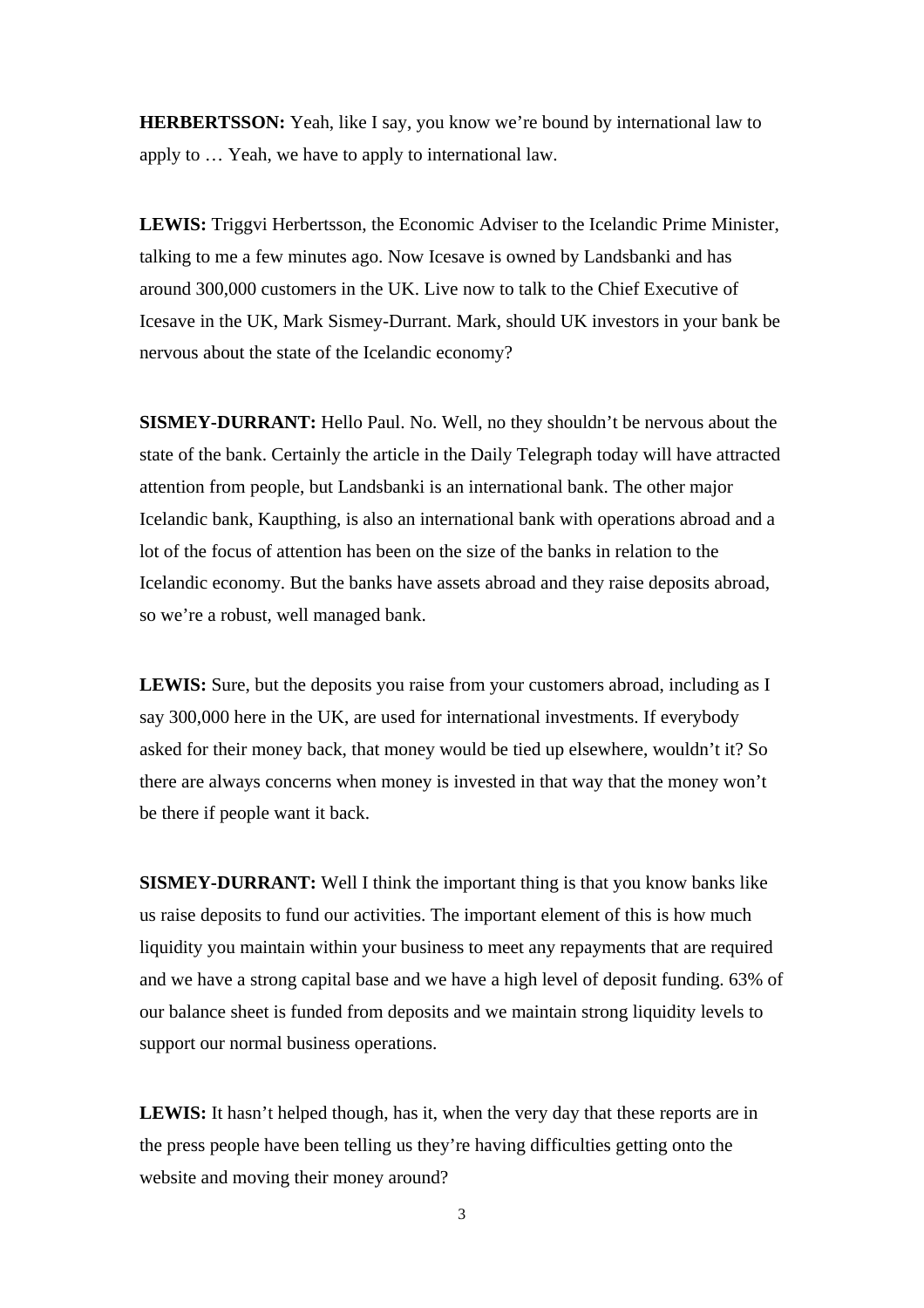**HERBERTSSON:** Yeah, like I say, you know we're bound by international law to apply to … Yeah, we have to apply to international law.

**LEWIS:** Triggvi Herbertsson, the Economic Adviser to the Icelandic Prime Minister, talking to me a few minutes ago. Now Icesave is owned by Landsbanki and has around 300,000 customers in the UK. Live now to talk to the Chief Executive of Icesave in the UK, Mark Sismey-Durrant. Mark, should UK investors in your bank be nervous about the state of the Icelandic economy?

**SISMEY-DURRANT:** Hello Paul. No. Well, no they shouldn't be nervous about the state of the bank. Certainly the article in the Daily Telegraph today will have attracted attention from people, but Landsbanki is an international bank. The other major Icelandic bank, Kaupthing, is also an international bank with operations abroad and a lot of the focus of attention has been on the size of the banks in relation to the Icelandic economy. But the banks have assets abroad and they raise deposits abroad, so we're a robust, well managed bank.

**LEWIS:** Sure, but the deposits you raise from your customers abroad, including as I say 300,000 here in the UK, are used for international investments. If everybody asked for their money back, that money would be tied up elsewhere, wouldn't it? So there are always concerns when money is invested in that way that the money won't be there if people want it back.

**SISMEY-DURRANT:** Well I think the important thing is that you know banks like us raise deposits to fund our activities. The important element of this is how much liquidity you maintain within your business to meet any repayments that are required and we have a strong capital base and we have a high level of deposit funding. 63% of our balance sheet is funded from deposits and we maintain strong liquidity levels to support our normal business operations.

**LEWIS:** It hasn't helped though, has it, when the very day that these reports are in the press people have been telling us they're having difficulties getting onto the website and moving their money around?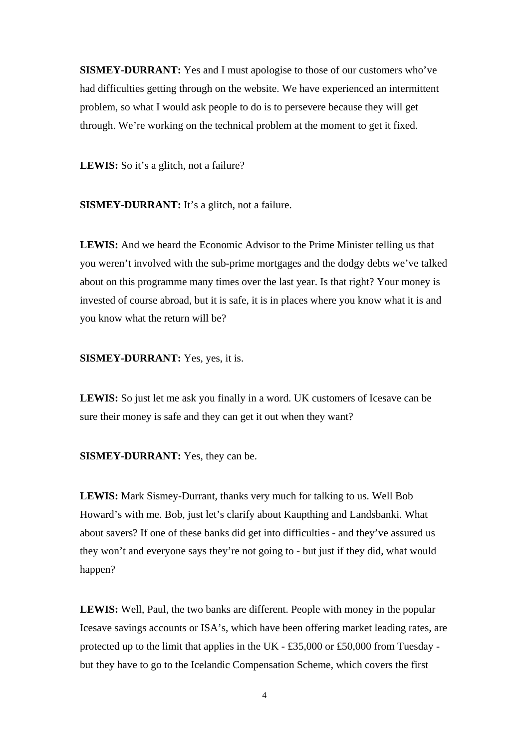**SISMEY-DURRANT:** Yes and I must apologise to those of our customers who've had difficulties getting through on the website. We have experienced an intermittent problem, so what I would ask people to do is to persevere because they will get through. We're working on the technical problem at the moment to get it fixed.

**LEWIS:** So it's a glitch, not a failure?

**SISMEY-DURRANT:** It's a glitch, not a failure.

**LEWIS:** And we heard the Economic Advisor to the Prime Minister telling us that you weren't involved with the sub-prime mortgages and the dodgy debts we've talked about on this programme many times over the last year. Is that right? Your money is invested of course abroad, but it is safe, it is in places where you know what it is and you know what the return will be?

**SISMEY-DURRANT:** Yes, yes, it is.

**LEWIS:** So just let me ask you finally in a word. UK customers of Icesave can be sure their money is safe and they can get it out when they want?

**SISMEY-DURRANT:** Yes, they can be.

**LEWIS:** Mark Sismey-Durrant, thanks very much for talking to us. Well Bob Howard's with me. Bob, just let's clarify about Kaupthing and Landsbanki. What about savers? If one of these banks did get into difficulties - and they've assured us they won't and everyone says they're not going to - but just if they did, what would happen?

**LEWIS:** Well, Paul, the two banks are different. People with money in the popular Icesave savings accounts or ISA's, which have been offering market leading rates, are protected up to the limit that applies in the UK - £35,000 or £50,000 from Tuesday - but they have to go to the Icelandic Compensation Scheme, which covers the first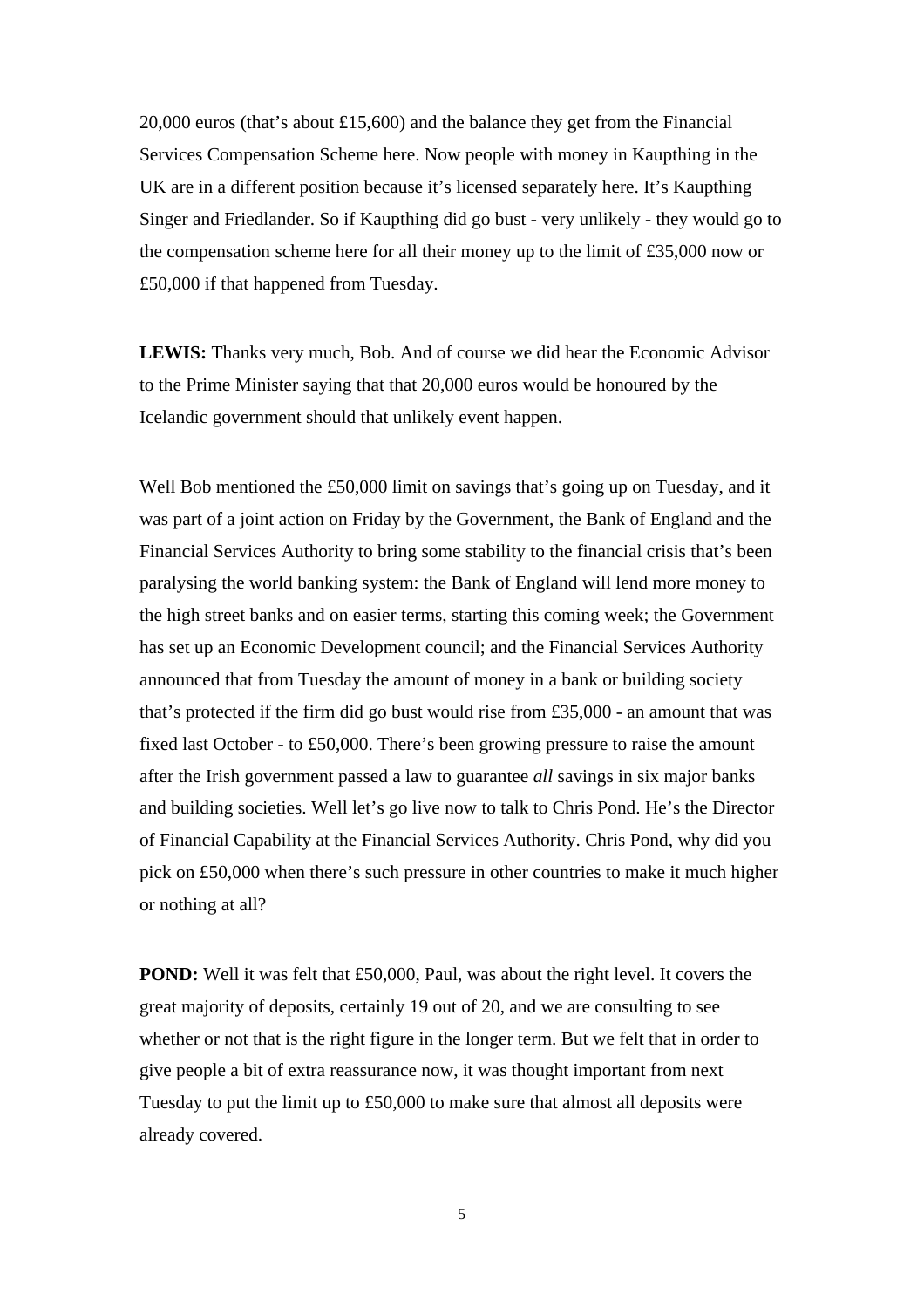20,000 euros (that's about £15,600) and the balance they get from the Financial Services Compensation Scheme here. Now people with money in Kaupthing in the UK are in a different position because it's licensed separately here. It's Kaupthing Singer and Friedlander. So if Kaupthing did go bust - very unlikely - they would go to the compensation scheme here for all their money up to the limit of £35,000 now or £50,000 if that happened from Tuesday.

**LEWIS:** Thanks very much, Bob. And of course we did hear the Economic Advisor to the Prime Minister saying that that 20,000 euros would be honoured by the Icelandic government should that unlikely event happen.

Well Bob mentioned the £50,000 limit on savings that's going up on Tuesday, and it was part of a joint action on Friday by the Government, the Bank of England and the Financial Services Authority to bring some stability to the financial crisis that's been paralysing the world banking system: the Bank of England will lend more money to the high street banks and on easier terms, starting this coming week; the Government has set up an Economic Development council; and the Financial Services Authority announced that from Tuesday the amount of money in a bank or building society that's protected if the firm did go bust would rise from £35,000 - an amount that was fixed last October - to £50,000. There's been growing pressure to raise the amount after the Irish government passed a law to guarantee *all* savings in six major banks and building societies. Well let's go live now to talk to Chris Pond. He's the Director of Financial Capability at the Financial Services Authority. Chris Pond, why did you pick on £50,000 when there's such pressure in other countries to make it much higher or nothing at all?

**POND:** Well it was felt that £50,000, Paul, was about the right level. It covers the great majority of deposits, certainly 19 out of 20, and we are consulting to see whether or not that is the right figure in the longer term. But we felt that in order to give people a bit of extra reassurance now, it was thought important from next Tuesday to put the limit up to £50,000 to make sure that almost all deposits were already covered.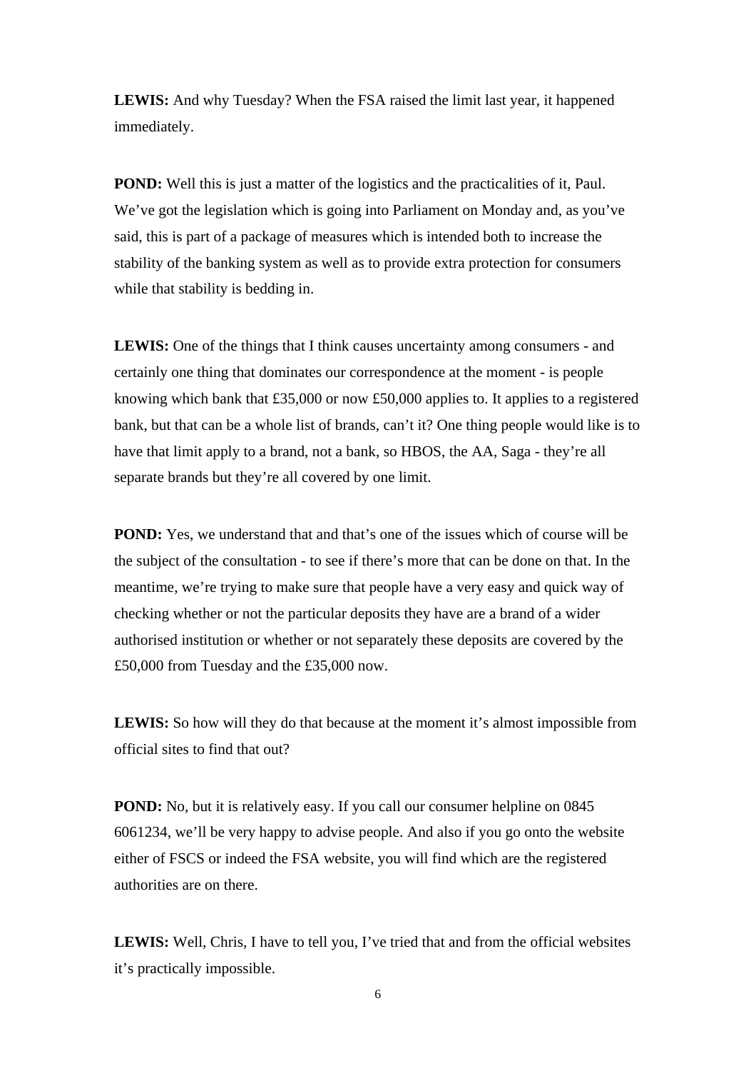**LEWIS:** And why Tuesday? When the FSA raised the limit last year, it happened immediately.

**POND:** Well this is just a matter of the logistics and the practicalities of it, Paul. We've got the legislation which is going into Parliament on Monday and, as you've said, this is part of a package of measures which is intended both to increase the stability of the banking system as well as to provide extra protection for consumers while that stability is bedding in.

**LEWIS:** One of the things that I think causes uncertainty among consumers - and certainly one thing that dominates our correspondence at the moment - is people knowing which bank that £35,000 or now £50,000 applies to. It applies to a registered bank, but that can be a whole list of brands, can't it? One thing people would like is to have that limit apply to a brand, not a bank, so HBOS, the AA, Saga - they're all separate brands but they're all covered by one limit.

**POND:** Yes, we understand that and that's one of the issues which of course will be the subject of the consultation - to see if there's more that can be done on that. In the meantime, we're trying to make sure that people have a very easy and quick way of checking whether or not the particular deposits they have are a brand of a wider authorised institution or whether or not separately these deposits are covered by the £50,000 from Tuesday and the £35,000 now.

**LEWIS:** So how will they do that because at the moment it's almost impossible from official sites to find that out?

**POND:** No, but it is relatively easy. If you call our consumer helpline on 0845 6061234, we'll be very happy to advise people. And also if you go onto the website either of FSCS or indeed the FSA website, you will find which are the registered authorities are on there.

**LEWIS:** Well, Chris, I have to tell you, I've tried that and from the official websites it's practically impossible.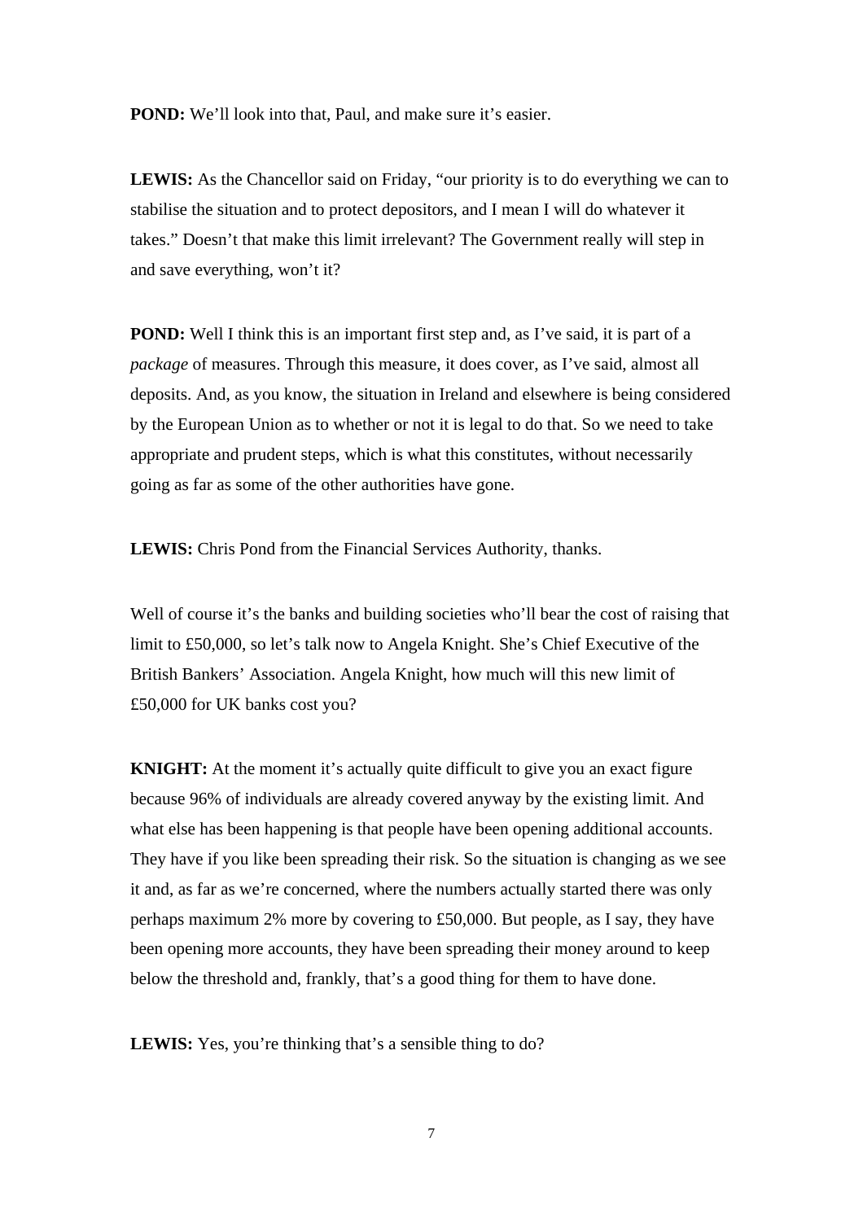**POND:** We'll look into that, Paul, and make sure it's easier.

**LEWIS:** As the Chancellor said on Friday, "our priority is to do everything we can to stabilise the situation and to protect depositors, and I mean I will do whatever it takes." Doesn't that make this limit irrelevant? The Government really will step in and save everything, won't it?

**POND:** Well I think this is an important first step and, as I've said, it is part of a *package* of measures. Through this measure, it does cover, as I've said, almost all deposits. And, as you know, the situation in Ireland and elsewhere is being considered by the European Union as to whether or not it is legal to do that. So we need to take appropriate and prudent steps, which is what this constitutes, without necessarily going as far as some of the other authorities have gone.

**LEWIS:** Chris Pond from the Financial Services Authority, thanks.

Well of course it's the banks and building societies who'll bear the cost of raising that limit to £50,000, so let's talk now to Angela Knight. She's Chief Executive of the British Bankers' Association. Angela Knight, how much will this new limit of £50,000 for UK banks cost you?

**KNIGHT:** At the moment it's actually quite difficult to give you an exact figure because 96% of individuals are already covered anyway by the existing limit. And what else has been happening is that people have been opening additional accounts. They have if you like been spreading their risk. So the situation is changing as we see it and, as far as we're concerned, where the numbers actually started there was only perhaps maximum 2% more by covering to £50,000. But people, as I say, they have been opening more accounts, they have been spreading their money around to keep below the threshold and, frankly, that's a good thing for them to have done.

**LEWIS:** Yes, you're thinking that's a sensible thing to do?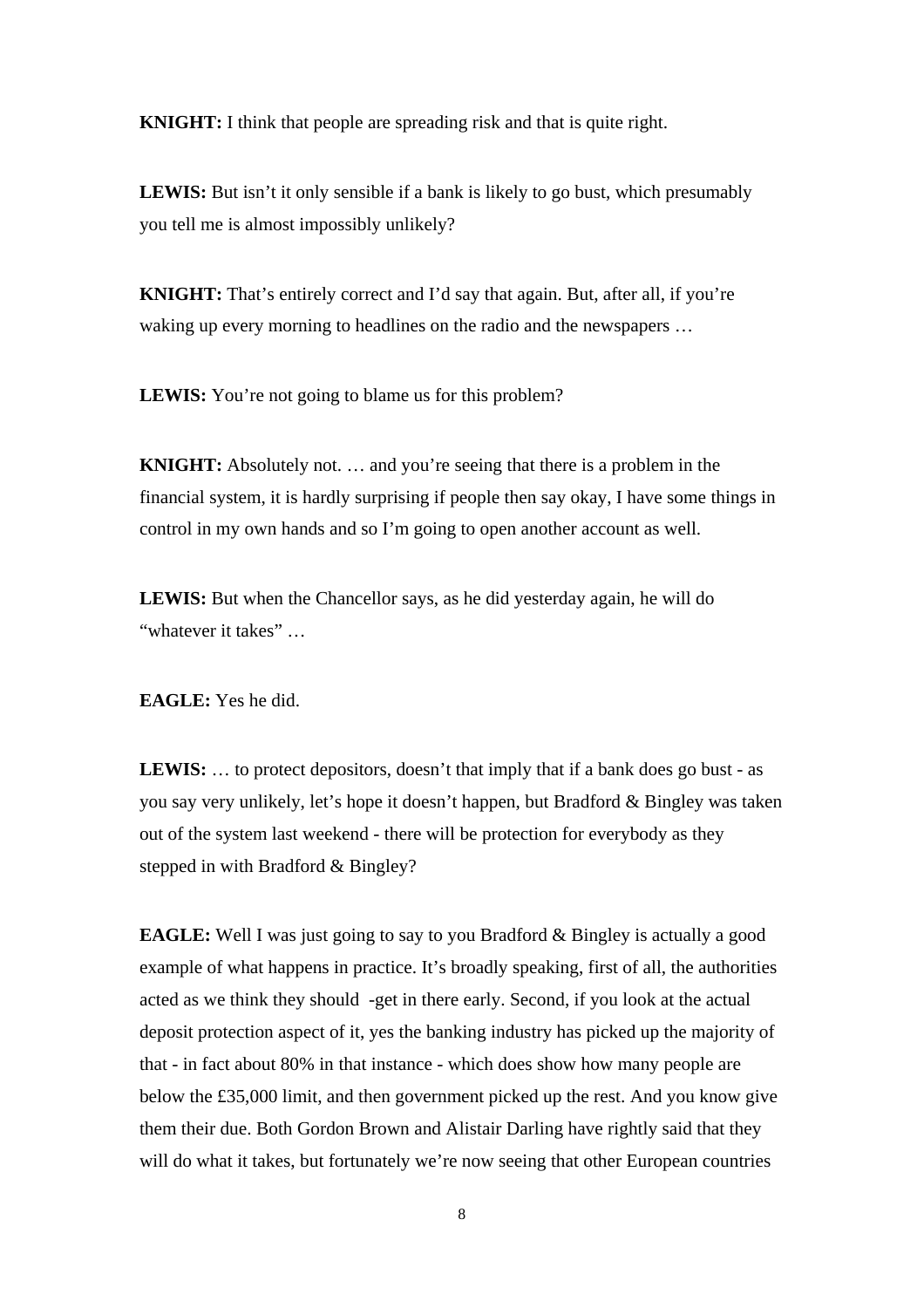**KNIGHT:** I think that people are spreading risk and that is quite right.

**LEWIS:** But isn't it only sensible if a bank is likely to go bust, which presumably you tell me is almost impossibly unlikely?

**KNIGHT:** That's entirely correct and I'd say that again. But, after all, if you're waking up every morning to headlines on the radio and the newspapers …

**LEWIS:** You're not going to blame us for this problem?

**KNIGHT:** Absolutely not. … and you're seeing that there is a problem in the financial system, it is hardly surprising if people then say okay, I have some things in control in my own hands and so I'm going to open another account as well.

**LEWIS:** But when the Chancellor says, as he did yesterday again, he will do "whatever it takes" …

**EAGLE:** Yes he did.

**LEWIS:** … to protect depositors, doesn't that imply that if a bank does go bust - as you say very unlikely, let's hope it doesn't happen, but Bradford & Bingley was taken out of the system last weekend - there will be protection for everybody as they stepped in with Bradford & Bingley?

**EAGLE:** Well I was just going to say to you Bradford & Bingley is actually a good example of what happens in practice. It's broadly speaking, first of all, the authorities acted as we think they should -get in there early. Second, if you look at the actual deposit protection aspect of it, yes the banking industry has picked up the majority of that - in fact about 80% in that instance - which does show how many people are below the £35,000 limit, and then government picked up the rest. And you know give them their due. Both Gordon Brown and Alistair Darling have rightly said that they will do what it takes, but fortunately we're now seeing that other European countries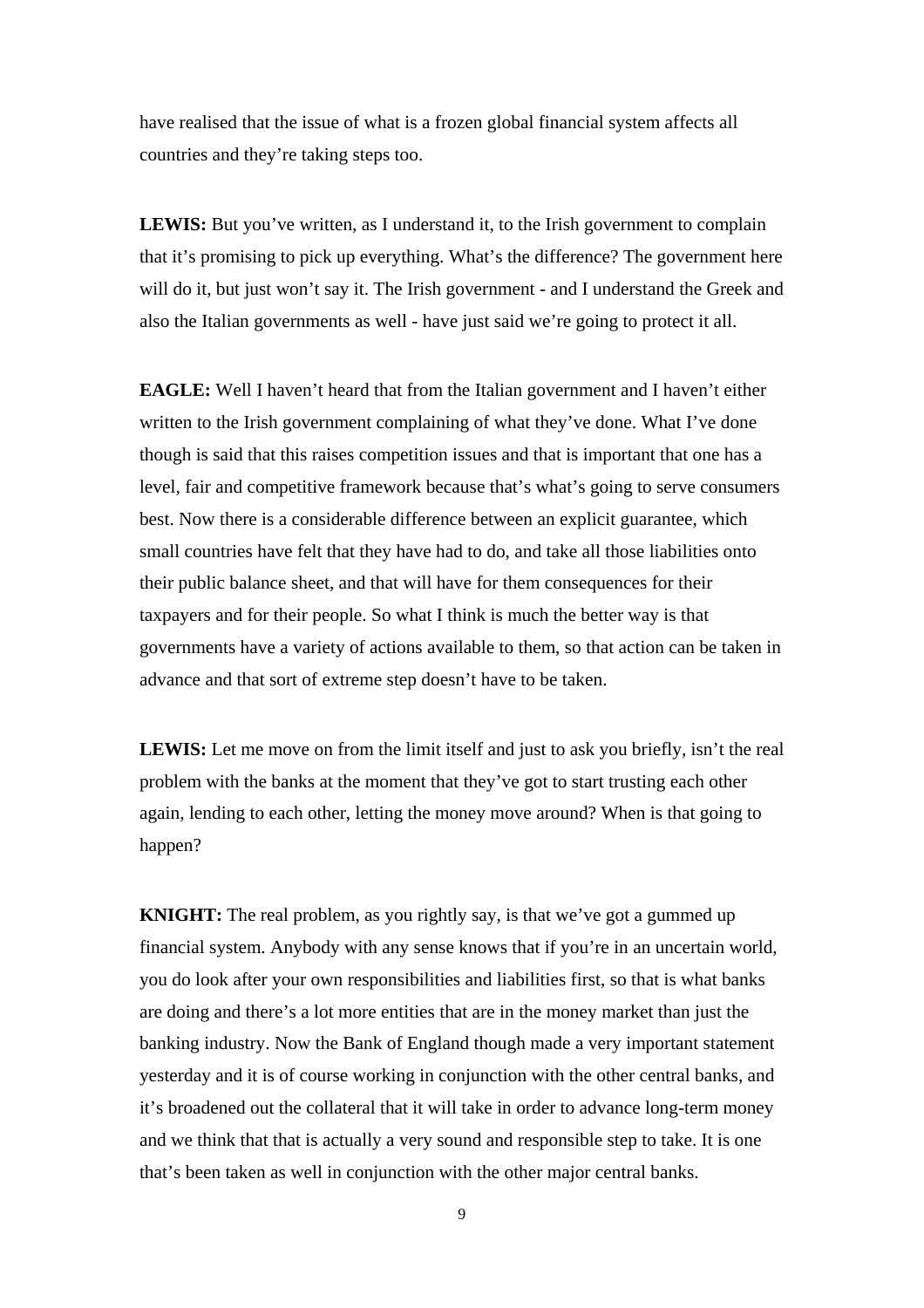have realised that the issue of what is a frozen global financial system affects all countries and they're taking steps too.

**LEWIS:** But you've written, as I understand it, to the Irish government to complain that it's promising to pick up everything. What's the difference? The government here will do it, but just won't say it. The Irish government - and I understand the Greek and also the Italian governments as well - have just said we're going to protect it all.

**EAGLE:** Well I haven't heard that from the Italian government and I haven't either written to the Irish government complaining of what they've done. What I've done though is said that this raises competition issues and that is important that one has a level, fair and competitive framework because that's what's going to serve consumers best. Now there is a considerable difference between an explicit guarantee, which small countries have felt that they have had to do, and take all those liabilities onto their public balance sheet, and that will have for them consequences for their taxpayers and for their people. So what I think is much the better way is that governments have a variety of actions available to them, so that action can be taken in advance and that sort of extreme step doesn't have to be taken.

**LEWIS:** Let me move on from the limit itself and just to ask you briefly, isn't the real problem with the banks at the moment that they've got to start trusting each other again, lending to each other, letting the money move around? When is that going to happen?

**KNIGHT:** The real problem, as you rightly say, is that we've got a gummed up financial system. Anybody with any sense knows that if you're in an uncertain world, you do look after your own responsibilities and liabilities first, so that is what banks are doing and there's a lot more entities that are in the money market than just the banking industry. Now the Bank of England though made a very important statement yesterday and it is of course working in conjunction with the other central banks, and it's broadened out the collateral that it will take in order to advance long-term money and we think that that is actually a very sound and responsible step to take. It is one that's been taken as well in conjunction with the other major central banks.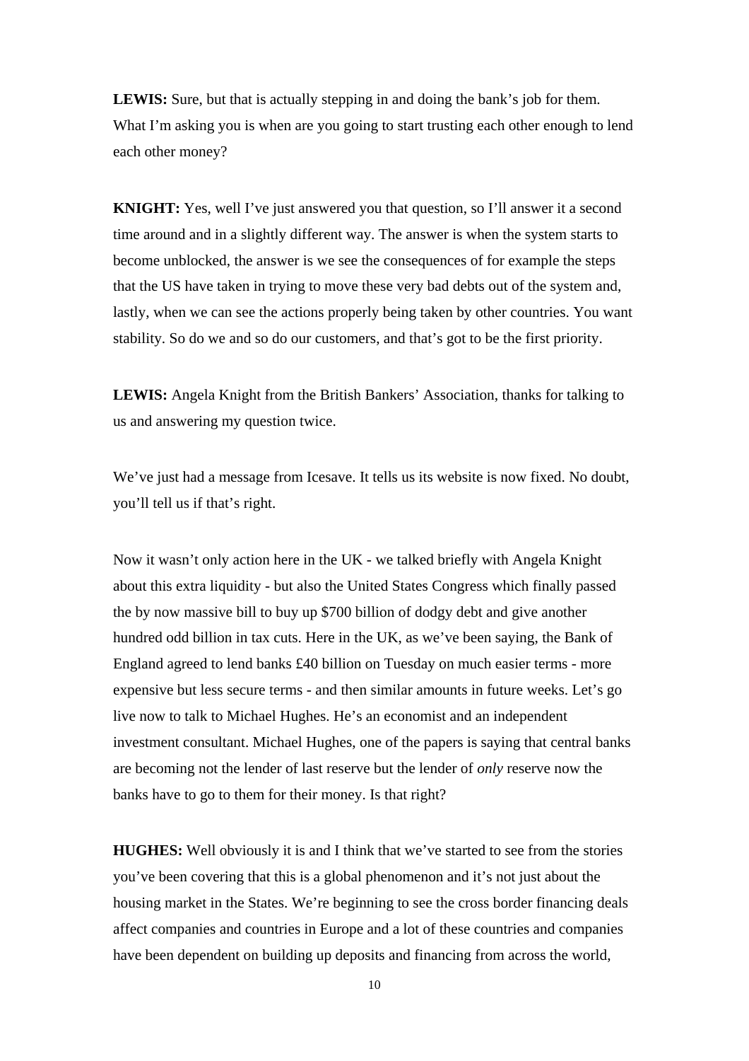**LEWIS:** Sure, but that is actually stepping in and doing the bank's job for them. What I'm asking you is when are you going to start trusting each other enough to lend each other money?

**KNIGHT:** Yes, well I've just answered you that question, so I'll answer it a second time around and in a slightly different way. The answer is when the system starts to become unblocked, the answer is we see the consequences of for example the steps that the US have taken in trying to move these very bad debts out of the system and, lastly, when we can see the actions properly being taken by other countries. You want stability. So do we and so do our customers, and that's got to be the first priority.

**LEWIS:** Angela Knight from the British Bankers' Association, thanks for talking to us and answering my question twice.

We've just had a message from Icesave. It tells us its website is now fixed. No doubt, you'll tell us if that's right.

Now it wasn't only action here in the UK - we talked briefly with Angela Knight about this extra liquidity - but also the United States Congress which finally passed the by now massive bill to buy up $700 billion of dodgy debt and give another hundred odd billion in tax cuts. Here in the UK, as we've been saying, the Bank of England agreed to lend banks £40 billion on Tuesday on much easier terms - more expensive but less secure terms - and then similar amounts in future weeks. Let's go live now to talk to Michael Hughes. He's an economist and an independent investment consultant. Michael Hughes, one of the papers is saying that central banks are becoming not the lender of last reserve but the lender of *only* reserve now the banks have to go to them for their money. Is that right?

**HUGHES:** Well obviously it is and I think that we've started to see from the stories you've been covering that this is a global phenomenon and it's not just about the housing market in the States. We're beginning to see the cross border financing deals affect companies and countries in Europe and a lot of these countries and companies have been dependent on building up deposits and financing from across the world,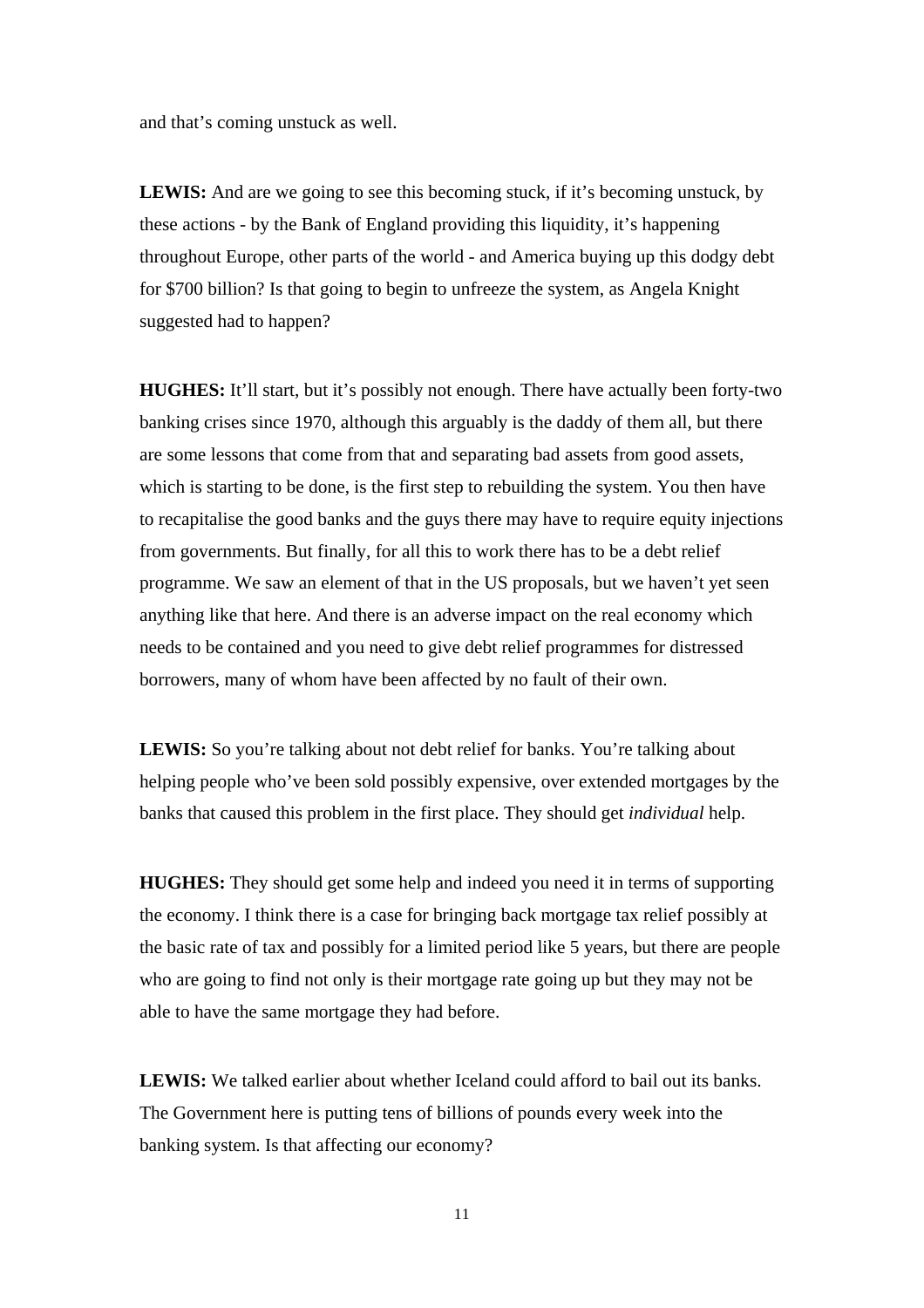and that’s coming unstuck as well.

**LEWIS:** And are we going to see this becoming stuck, if it’s becoming unstuck, by these actions - by the Bank of England providing this liquidity, it’s happening throughout Europe, other parts of the world - and America buying up this dodgy debt for $700 billion? Is that going to begin to unfreeze the system, as Angela Knight suggested had to happen?

**HUGHES:** It’ll start, but it’s possibly not enough. There have actually been forty-two banking crises since 1970, although this arguably is the daddy of them all, but there are some lessons that come from that and separating bad assets from good assets, which is starting to be done, is the first step to rebuilding the system. You then have to recapitalise the good banks and the guys there may have to require equity injections from governments. But finally, for all this to work there has to be a debt relief programme. We saw an element of that in the US proposals, but we haven’t yet seen anything like that here. And there is an adverse impact on the real economy which needs to be contained and you need to give debt relief programmes for distressed borrowers, many of whom have been affected by no fault of their own.

**LEWIS:** So you’re talking about not debt relief for banks. You’re talking about helping people who’ve been sold possibly expensive, over extended mortgages by the banks that caused this problem in the first place. They should get *individual* help.

**HUGHES:** They should get some help and indeed you need it in terms of supporting the economy. I think there is a case for bringing back mortgage tax relief possibly at the basic rate of tax and possibly for a limited period like 5 years, but there are people who are going to find not only is their mortgage rate going up but they may not be able to have the same mortgage they had before.

**LEWIS:** We talked earlier about whether Iceland could afford to bail out its banks. The Government here is putting tens of billions of pounds every week into the banking system. Is that affecting our economy?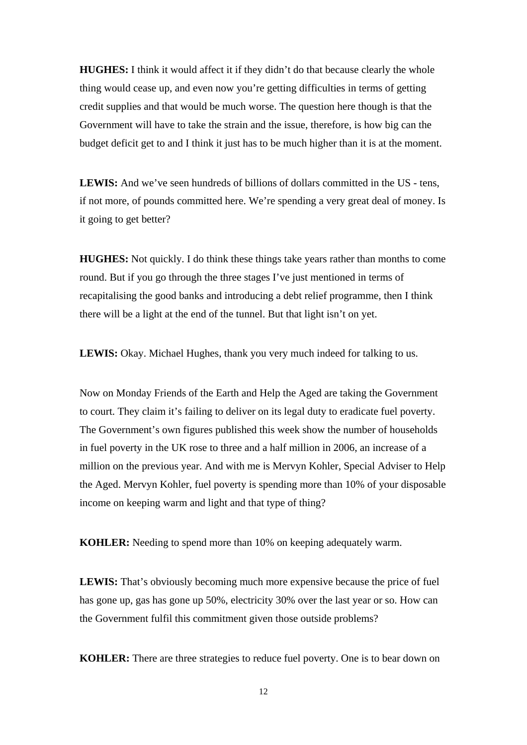**HUGHES:** I think it would affect it if they didn't do that because clearly the whole thing would cease up, and even now you're getting difficulties in terms of getting credit supplies and that would be much worse. The question here though is that the Government will have to take the strain and the issue, therefore, is how big can the budget deficit get to and I think it just has to be much higher than it is at the moment.

**LEWIS:** And we've seen hundreds of billions of dollars committed in the US - tens, if not more, of pounds committed here. We're spending a very great deal of money. Is it going to get better?

**HUGHES:** Not quickly. I do think these things take years rather than months to come round. But if you go through the three stages I've just mentioned in terms of recapitalising the good banks and introducing a debt relief programme, then I think there will be a light at the end of the tunnel. But that light isn't on yet.

**LEWIS:** Okay. Michael Hughes, thank you very much indeed for talking to us.

Now on Monday Friends of the Earth and Help the Aged are taking the Government to court. They claim it's failing to deliver on its legal duty to eradicate fuel poverty. The Government's own figures published this week show the number of households in fuel poverty in the UK rose to three and a half million in 2006, an increase of a million on the previous year. And with me is Mervyn Kohler, Special Adviser to Help the Aged. Mervyn Kohler, fuel poverty is spending more than 10% of your disposable income on keeping warm and light and that type of thing?

**KOHLER:** Needing to spend more than 10% on keeping adequately warm.

**LEWIS:** That's obviously becoming much more expensive because the price of fuel has gone up, gas has gone up 50%, electricity 30% over the last year or so. How can the Government fulfil this commitment given those outside problems?

**KOHLER:** There are three strategies to reduce fuel poverty. One is to bear down on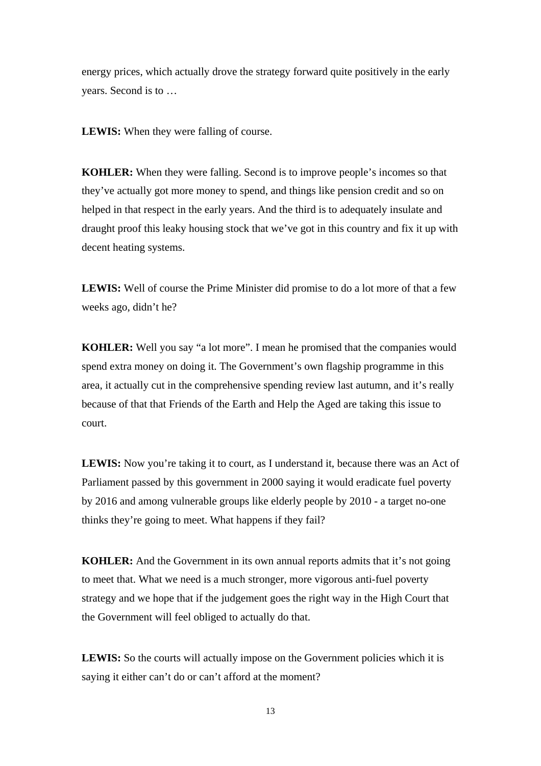energy prices, which actually drove the strategy forward quite positively in the early years. Second is to …

**LEWIS:** When they were falling of course.

**KOHLER:** When they were falling. Second is to improve people's incomes so that they've actually got more money to spend, and things like pension credit and so on helped in that respect in the early years. And the third is to adequately insulate and draught proof this leaky housing stock that we've got in this country and fix it up with decent heating systems.

**LEWIS:** Well of course the Prime Minister did promise to do a lot more of that a few weeks ago, didn't he?

**KOHLER:** Well you say "a lot more". I mean he promised that the companies would spend extra money on doing it. The Government's own flagship programme in this area, it actually cut in the comprehensive spending review last autumn, and it's really because of that that Friends of the Earth and Help the Aged are taking this issue to court.

**LEWIS:** Now you're taking it to court, as I understand it, because there was an Act of Parliament passed by this government in 2000 saying it would eradicate fuel poverty by 2016 and among vulnerable groups like elderly people by 2010 - a target no-one thinks they're going to meet. What happens if they fail?

**KOHLER:** And the Government in its own annual reports admits that it's not going to meet that. What we need is a much stronger, more vigorous anti-fuel poverty strategy and we hope that if the judgement goes the right way in the High Court that the Government will feel obliged to actually do that.

**LEWIS:** So the courts will actually impose on the Government policies which it is saying it either can't do or can't afford at the moment?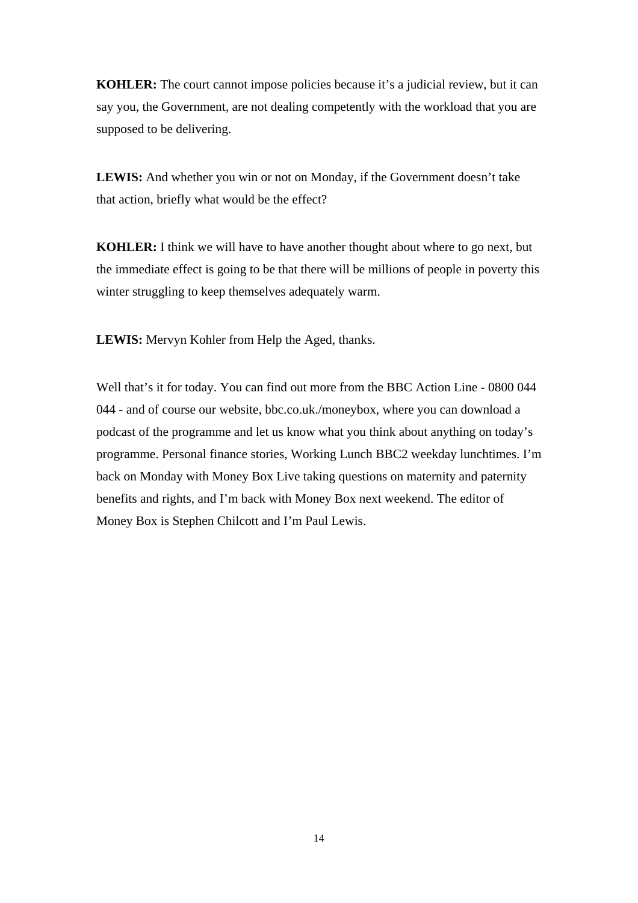**KOHLER:** The court cannot impose policies because it's a judicial review, but it can say you, the Government, are not dealing competently with the workload that you are supposed to be delivering.

**LEWIS:** And whether you win or not on Monday, if the Government doesn't take that action, briefly what would be the effect?

**KOHLER:** I think we will have to have another thought about where to go next, but the immediate effect is going to be that there will be millions of people in poverty this winter struggling to keep themselves adequately warm.

**LEWIS:** Mervyn Kohler from Help the Aged, thanks.

Well that's it for today. You can find out more from the BBC Action Line - 0800 044 044 - and of course our website, bbc.co.uk./moneybox, where you can download a podcast of the programme and let us know what you think about anything on today's programme. Personal finance stories, Working Lunch BBC2 weekday lunchtimes. I'm back on Monday with Money Box Live taking questions on maternity and paternity benefits and rights, and I'm back with Money Box next weekend. The editor of Money Box is Stephen Chilcott and I'm Paul Lewis.